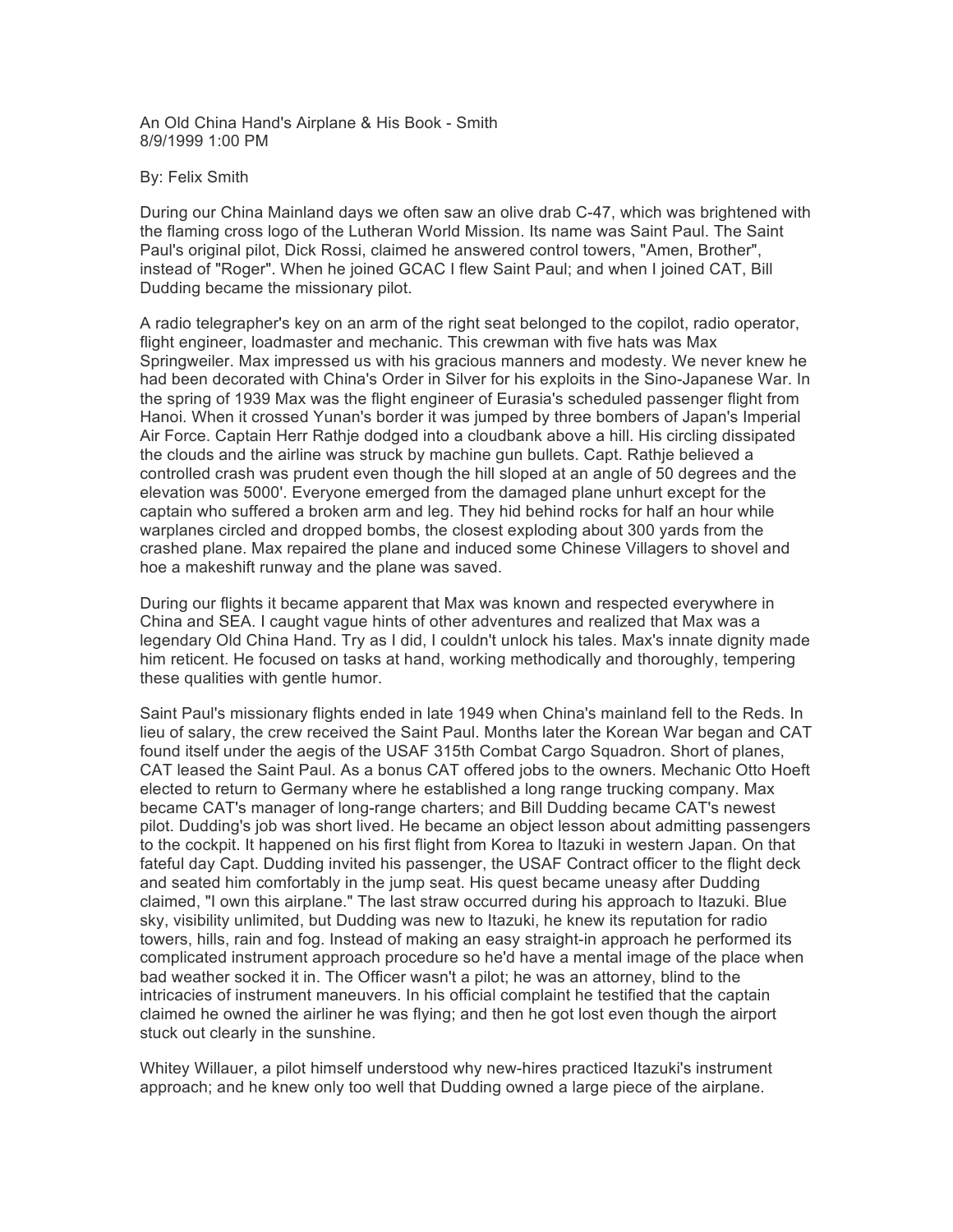An Old China Hand's Airplane & His Book - Smith
8/9/1999 1:00 PM

By: Felix Smith

During our China Mainland days we often saw an olive drab C-47, which was brightened with the flaming cross logo of the Lutheran World Mission. Its name was Saint Paul. The Saint Paul's original pilot, Dick Rossi, claimed he answered control towers, "Amen, Brother", instead of "Roger". When he joined GCAC I flew Saint Paul; and when I joined CAT, Bill Dudding became the missionary pilot.

A radio telegrapher's key on an arm of the right seat belonged to the copilot, radio operator, flight engineer, loadmaster and mechanic. This crewman with five hats was Max Springweiler. Max impressed us with his gracious manners and modesty. We never knew he had been decorated with China's Order in Silver for his exploits in the Sino-Japanese War. In the spring of 1939 Max was the flight engineer of Eurasia's scheduled passenger flight from Hanoi. When it crossed Yunan's border it was jumped by three bombers of Japan's Imperial Air Force. Captain Herr Rathje dodged into a cloudbank above a hill. His circling dissipated the clouds and the airline was struck by machine gun bullets. Capt. Rathje believed a controlled crash was prudent even though the hill sloped at an angle of 50 degrees and the elevation was 5000'. Everyone emerged from the damaged plane unhurt except for the captain who suffered a broken arm and leg. They hid behind rocks for half an hour while warplanes circled and dropped bombs, the closest exploding about 300 yards from the crashed plane. Max repaired the plane and induced some Chinese Villagers to shovel and hoe a makeshift runway and the plane was saved.

During our flights it became apparent that Max was known and respected everywhere in China and SEA. I caught vague hints of other adventures and realized that Max was a legendary Old China Hand. Try as I did, I couldn't unlock his tales. Max's innate dignity made him reticent. He focused on tasks at hand, working methodically and thoroughly, tempering these qualities with gentle humor.

Saint Paul's missionary flights ended in late 1949 when China's mainland fell to the Reds. In lieu of salary, the crew received the Saint Paul. Months later the Korean War began and CAT found itself under the aegis of the USAF 315th Combat Cargo Squadron. Short of planes, CAT leased the Saint Paul. As a bonus CAT offered jobs to the owners. Mechanic Otto Hoeft elected to return to Germany where he established a long range trucking company. Max became CAT's manager of long-range charters; and Bill Dudding became CAT's newest pilot. Dudding's job was short lived. He became an object lesson about admitting passengers to the cockpit. It happened on his first flight from Korea to Itazuki in western Japan. On that fateful day Capt. Dudding invited his passenger, the USAF Contract officer to the flight deck and seated him comfortably in the jump seat. His quest became uneasy after Dudding claimed, "I own this airplane." The last straw occurred during his approach to Itazuki. Blue sky, visibility unlimited, but Dudding was new to Itazuki, he knew its reputation for radio towers, hills, rain and fog. Instead of making an easy straight-in approach he performed its complicated instrument approach procedure so he'd have a mental image of the place when bad weather socked it in. The Officer wasn't a pilot; he was an attorney, blind to the intricacies of instrument maneuvers. In his official complaint he testified that the captain claimed he owned the airliner he was flying; and then he got lost even though the airport stuck out clearly in the sunshine.

Whitey Willauer, a pilot himself understood why new-hires practiced Itazuki's instrument approach; and he knew only too well that Dudding owned a large piece of the airplane.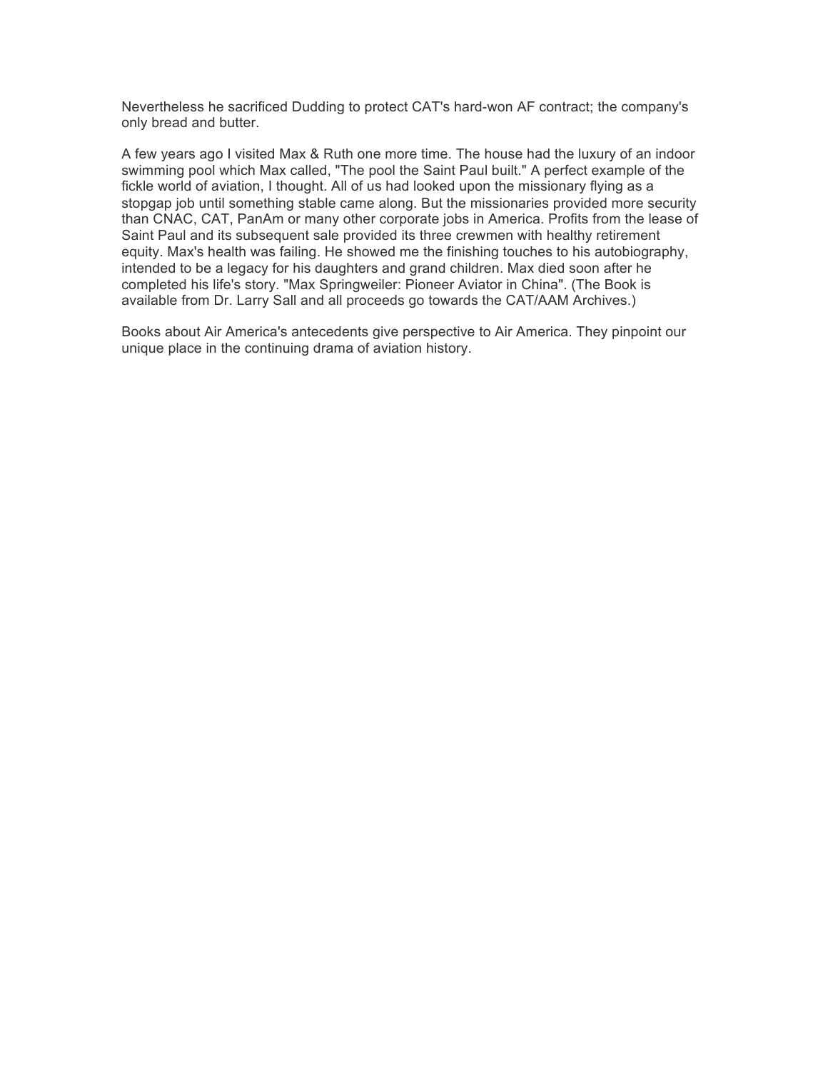Nevertheless he sacrificed Dudding to protect CAT's hard-won AF contract; the company's only bread and butter.

A few years ago I visited Max & Ruth one more time. The house had the luxury of an indoor swimming pool which Max called, "The pool the Saint Paul built." A perfect example of the fickle world of aviation, I thought. All of us had looked upon the missionary flying as a stopgap job until something stable came along. But the missionaries provided more security than CNAC, CAT, PanAm or many other corporate jobs in America. Profits from the lease of Saint Paul and its subsequent sale provided its three crewmen with healthy retirement equity. Max's health was failing. He showed me the finishing touches to his autobiography, intended to be a legacy for his daughters and grand children. Max died soon after he completed his life's story. "Max Springweiler: Pioneer Aviator in China". (The Book is available from Dr. Larry Sall and all proceeds go towards the CAT/AAM Archives.)

Books about Air America's antecedents give perspective to Air America. They pinpoint our unique place in the continuing drama of aviation history.